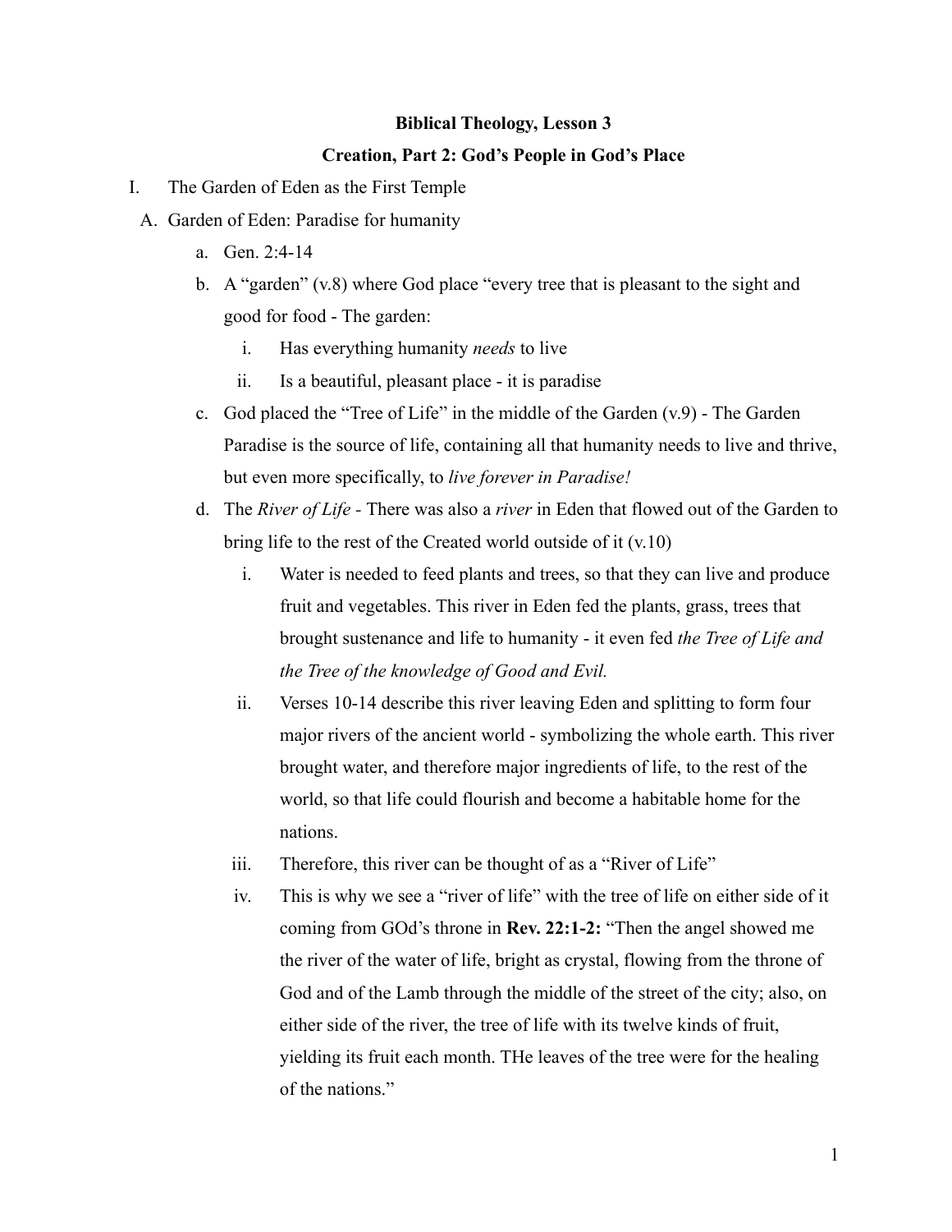**Biblical Theology, Lesson 3**

**Creation, Part 2: God's People in God's Place**

I. The Garden of Eden as the First Temple

  A. Garden of Eden: Paradise for humanity

    a. Gen. 2:4-14

    b. A "garden" (v.8) where God place "every tree that is pleasant to the sight and good for food - The garden:

      i. Has everything humanity *needs* to live

      ii. Is a beautiful, pleasant place - it is paradise

    c. God placed the "Tree of Life" in the middle of the Garden (v.9) - The Garden Paradise is the source of life, containing all that humanity needs to live and thrive, but even more specifically, to *live forever in Paradise!*

    d. The *River of Life* - There was also a *river* in Eden that flowed out of the Garden to bring life to the rest of the Created world outside of it (v.10)

      i. Water is needed to feed plants and trees, so that they can live and produce fruit and vegetables. This river in Eden fed the plants, grass, trees that brought sustenance and life to humanity - it even fed *the Tree of Life and the Tree of the knowledge of Good and Evil.*

      ii. Verses 10-14 describe this river leaving Eden and splitting to form four major rivers of the ancient world - symbolizing the whole earth. This river brought water, and therefore major ingredients of life, to the rest of the world, so that life could flourish and become a habitable home for the nations.

      iii. Therefore, this river can be thought of as a "River of Life"

      iv. This is why we see a "river of life" with the tree of life on either side of it coming from GOd's throne in **Rev. 22:1-2:** "Then the angel showed me the river of the water of life, bright as crystal, flowing from the throne of God and of the Lamb through the middle of the street of the city; also, on either side of the river, the tree of life with its twelve kinds of fruit, yielding its fruit each month. THe leaves of the tree were for the healing of the nations."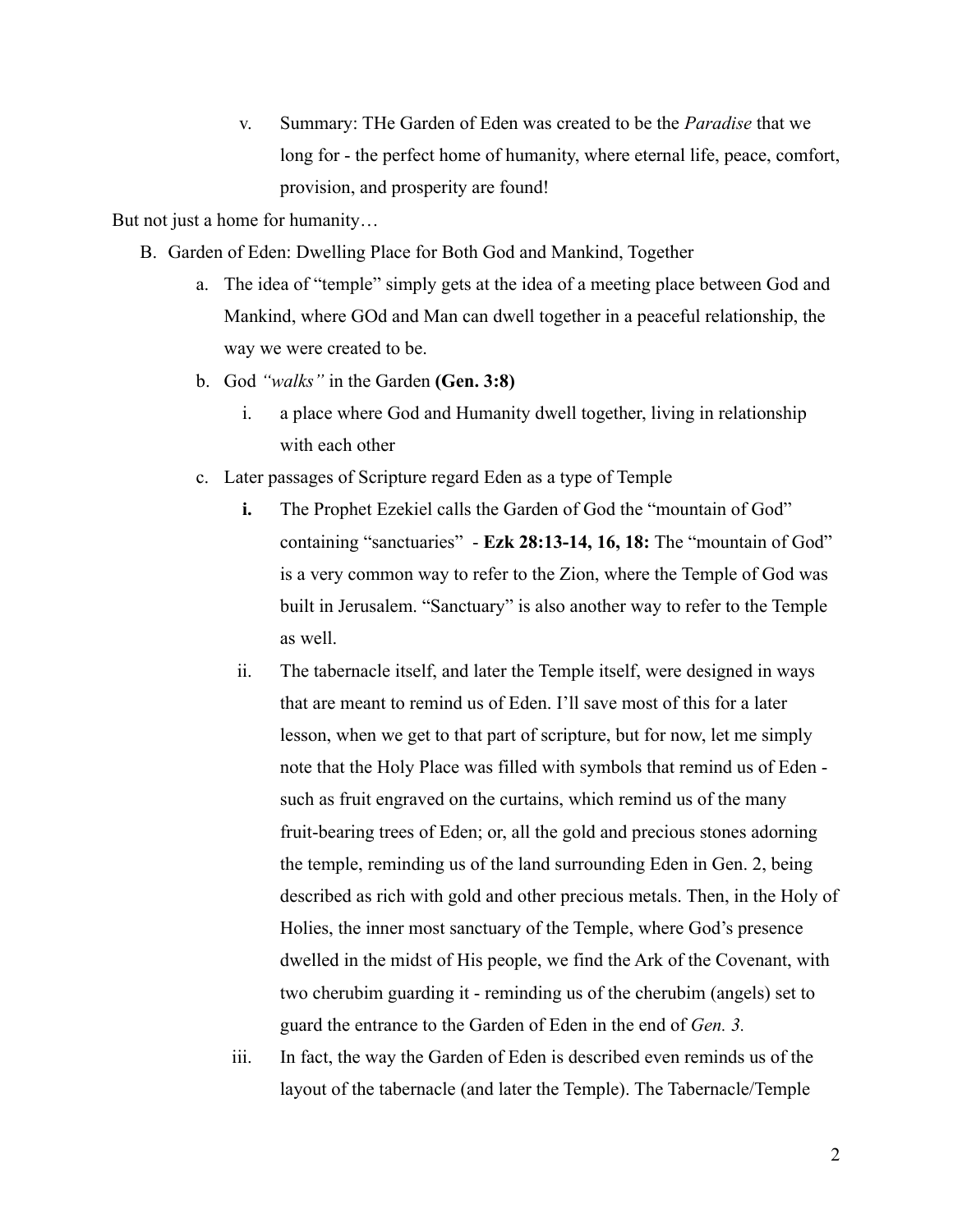v. Summary: THe Garden of Eden was created to be the *Paradise* that we long for - the perfect home of humanity, where eternal life, peace, comfort, provision, and prosperity are found!

But not just a home for humanity…

B. Garden of Eden: Dwelling Place for Both God and Mankind, Together

   a. The idea of "temple" simply gets at the idea of a meeting place between God and Mankind, where GOd and Man can dwell together in a peaceful relationship, the way we were created to be.

   b. God *"walks"* in the Garden **(Gen. 3:8)**

      i. a place where God and Humanity dwell together, living in relationship with each other

   c. Later passages of Scripture regard Eden as a type of Temple

      **i.** The Prophet Ezekiel calls the Garden of God the "mountain of God" containing "sanctuaries" - **Ezk 28:13-14, 16, 18:** The "mountain of God" is a very common way to refer to the Zion, where the Temple of God was built in Jerusalem. "Sanctuary" is also another way to refer to the Temple as well.

      ii. The tabernacle itself, and later the Temple itself, were designed in ways that are meant to remind us of Eden. I'll save most of this for a later lesson, when we get to that part of scripture, but for now, let me simply note that the Holy Place was filled with symbols that remind us of Eden - such as fruit engraved on the curtains, which remind us of the many fruit-bearing trees of Eden; or, all the gold and precious stones adorning the temple, reminding us of the land surrounding Eden in Gen. 2, being described as rich with gold and other precious metals. Then, in the Holy of Holies, the inner most sanctuary of the Temple, where God's presence dwelled in the midst of His people, we find the Ark of the Covenant, with two cherubim guarding it - reminding us of the cherubim (angels) set to guard the entrance to the Garden of Eden in the end of *Gen. 3.*

      iii. In fact, the way the Garden of Eden is described even reminds us of the layout of the tabernacle (and later the Temple). The Tabernacle/Temple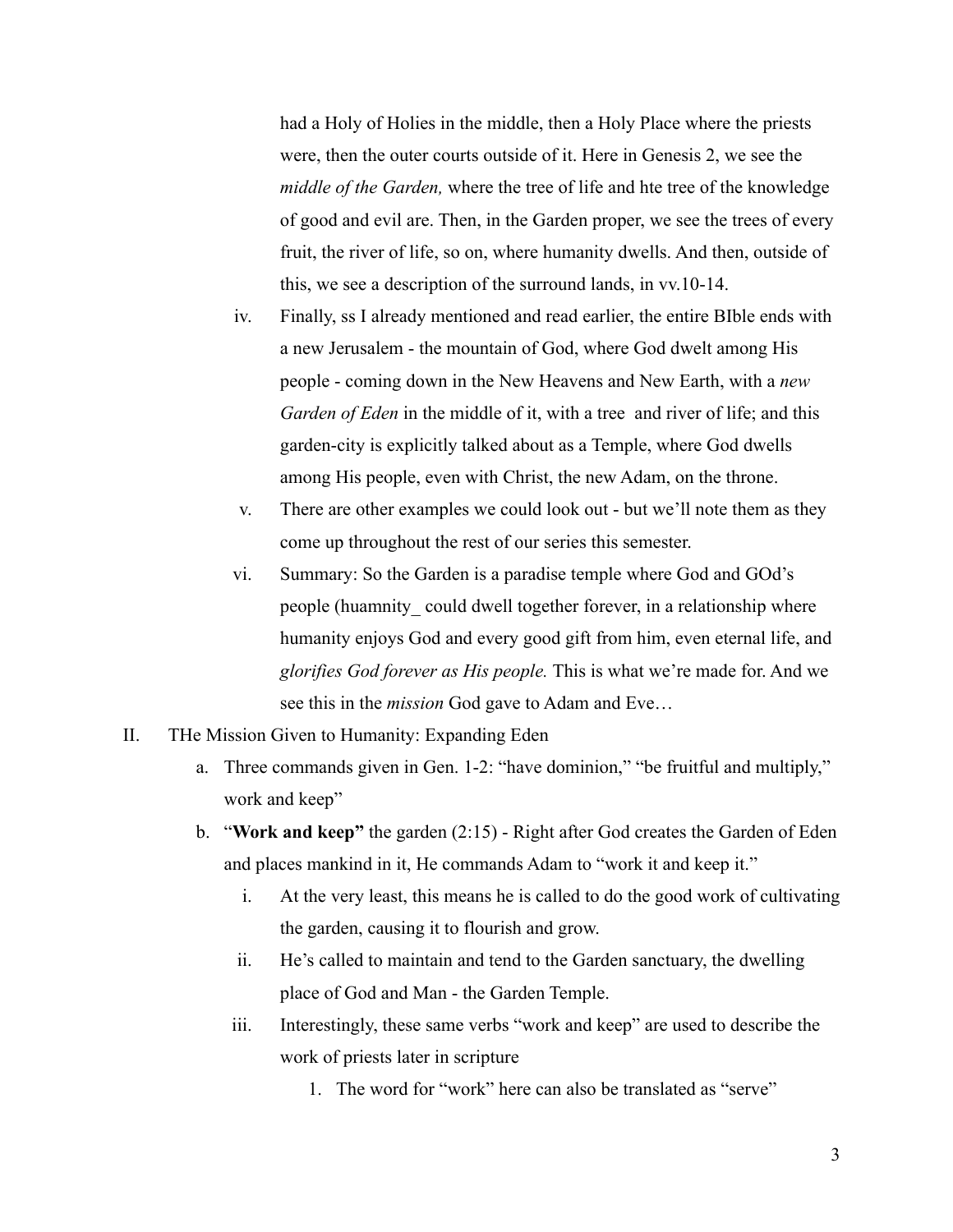had a Holy of Holies in the middle, then a Holy Place where the priests were, then the outer courts outside of it. Here in Genesis 2, we see the *middle of the Garden,* where the tree of life and hte tree of the knowledge of good and evil are. Then, in the Garden proper, we see the trees of every fruit, the river of life, so on, where humanity dwells. And then, outside of this, we see a description of the surround lands, in vv.10-14.

   iv. Finally, ss I already mentioned and read earlier, the entire BIble ends with a new Jerusalem - the mountain of God, where God dwelt among His people - coming down in the New Heavens and New Earth, with a *new Garden of Eden* in the middle of it, with a tree  and river of life; and this garden-city is explicitly talked about as a Temple, where God dwells among His people, even with Christ, the new Adam, on the throne.

   v. There are other examples we could look out - but we'll note them as they come up throughout the rest of our series this semester.

   vi. Summary: So the Garden is a paradise temple where God and GOd's people (huamnity_ could dwell together forever, in a relationship where humanity enjoys God and every good gift from him, even eternal life, and *glorifies God forever as His people.* This is what we're made for. And we see this in the *mission* God gave to Adam and Eve…

II. THe Mission Given to Humanity: Expanding Eden

   a. Three commands given in Gen. 1-2: "have dominion," "be fruitful and multiply," work and keep"

   b. "**Work and keep"** the garden (2:15) - Right after God creates the Garden of Eden and places mankind in it, He commands Adam to "work it and keep it."

      i. At the very least, this means he is called to do the good work of cultivating the garden, causing it to flourish and grow.

      ii. He's called to maintain and tend to the Garden sanctuary, the dwelling place of God and Man - the Garden Temple.

      iii. Interestingly, these same verbs "work and keep" are used to describe the work of priests later in scripture

         1. The word for "work" here can also be translated as "serve"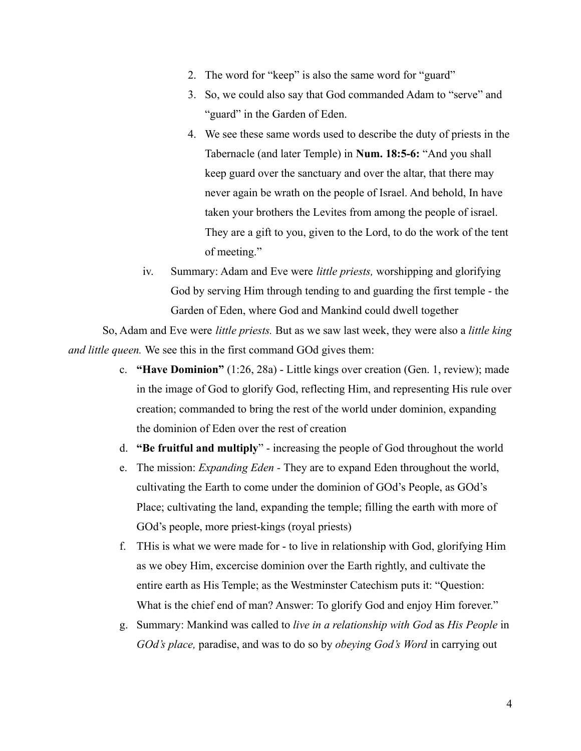2. The word for "keep" is also the same word for "guard"
3. So, we could also say that God commanded Adam to "serve" and "guard" in the Garden of Eden.
4. We see these same words used to describe the duty of priests in the Tabernacle (and later Temple) in **Num. 18:5-6:** "And you shall keep guard over the sanctuary and over the altar, that there may never again be wrath on the people of Israel. And behold, In have taken your brothers the Levites from among the people of israel. They are a gift to you, given to the Lord, to do the work of the tent of meeting."

iv. Summary: Adam and Eve were *little priests,* worshipping and glorifying God by serving Him through tending to and guarding the first temple - the Garden of Eden, where God and Mankind could dwell together

So, Adam and Eve were *little priests.* But as we saw last week, they were also a *little king and little queen.* We see this in the first command GOd gives them:

c. **"Have Dominion"** (1:26, 28a) - Little kings over creation (Gen. 1, review); made in the image of God to glorify God, reflecting Him, and representing His rule over creation; commanded to bring the rest of the world under dominion, expanding the dominion of Eden over the rest of creation
d. **"Be fruitful and multiply**" - increasing the people of God throughout the world
e. The mission: *Expanding Eden -* They are to expand Eden throughout the world, cultivating the Earth to come under the dominion of GOd's People, as GOd's Place; cultivating the land, expanding the temple; filling the earth with more of GOd's people, more priest-kings (royal priests)
f. THis is what we were made for - to live in relationship with God, glorifying Him as we obey Him, excercise dominion over the Earth rightly, and cultivate the entire earth as His Temple; as the Westminster Catechism puts it: "Question: What is the chief end of man? Answer: To glorify God and enjoy Him forever."
g. Summary: Mankind was called to *live in a relationship with God* as *His People* in *GOd's place,* paradise, and was to do so by *obeying God's Word* in carrying out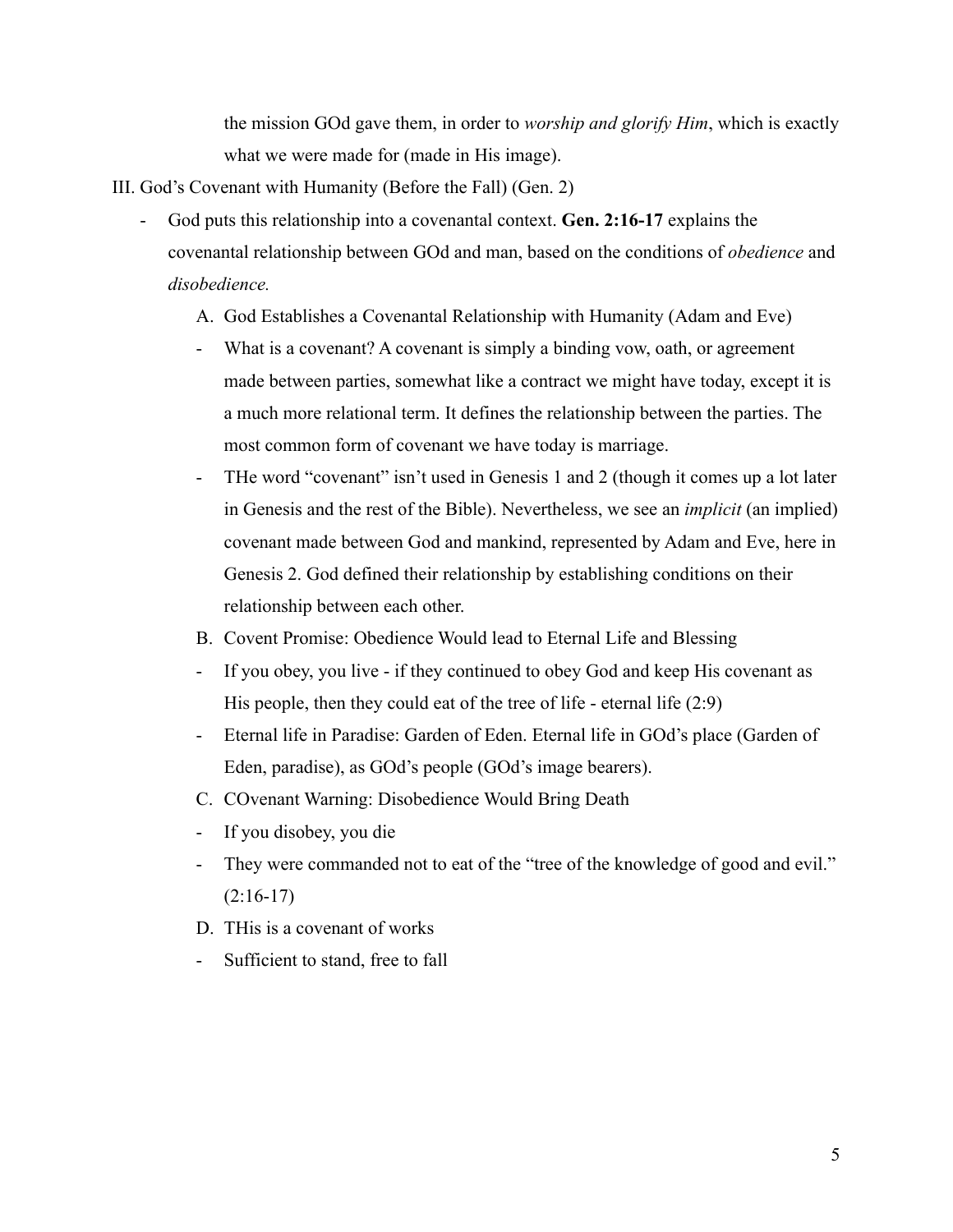the mission GOd gave them, in order to *worship and glorify Him*, which is exactly what we were made for (made in His image).

III. God's Covenant with Humanity (Before the Fall) (Gen. 2)

- God puts this relationship into a covenantal context. **Gen. 2:16-17** explains the covenantal relationship between GOd and man, based on the conditions of *obedience* and *disobedience.*

  A. God Establishes a Covenantal Relationship with Humanity (Adam and Eve)

  - What is a covenant? A covenant is simply a binding vow, oath, or agreement made between parties, somewhat like a contract we might have today, except it is a much more relational term. It defines the relationship between the parties. The most common form of covenant we have today is marriage.
  - THe word "covenant" isn't used in Genesis 1 and 2 (though it comes up a lot later in Genesis and the rest of the Bible). Nevertheless, we see an *implicit* (an implied) covenant made between God and mankind, represented by Adam and Eve, here in Genesis 2. God defined their relationship by establishing conditions on their relationship between each other.

  B. Covent Promise: Obedience Would lead to Eternal Life and Blessing

  - If you obey, you live - if they continued to obey God and keep His covenant as His people, then they could eat of the tree of life - eternal life (2:9)
  - Eternal life in Paradise: Garden of Eden. Eternal life in GOd's place (Garden of Eden, paradise), as GOd's people (GOd's image bearers).

  C. COvenant Warning: Disobedience Would Bring Death

  - If you disobey, you die
  - They were commanded not to eat of the "tree of the knowledge of good and evil." (2:16-17)

  D. THis is a covenant of works

  - Sufficient to stand, free to fall